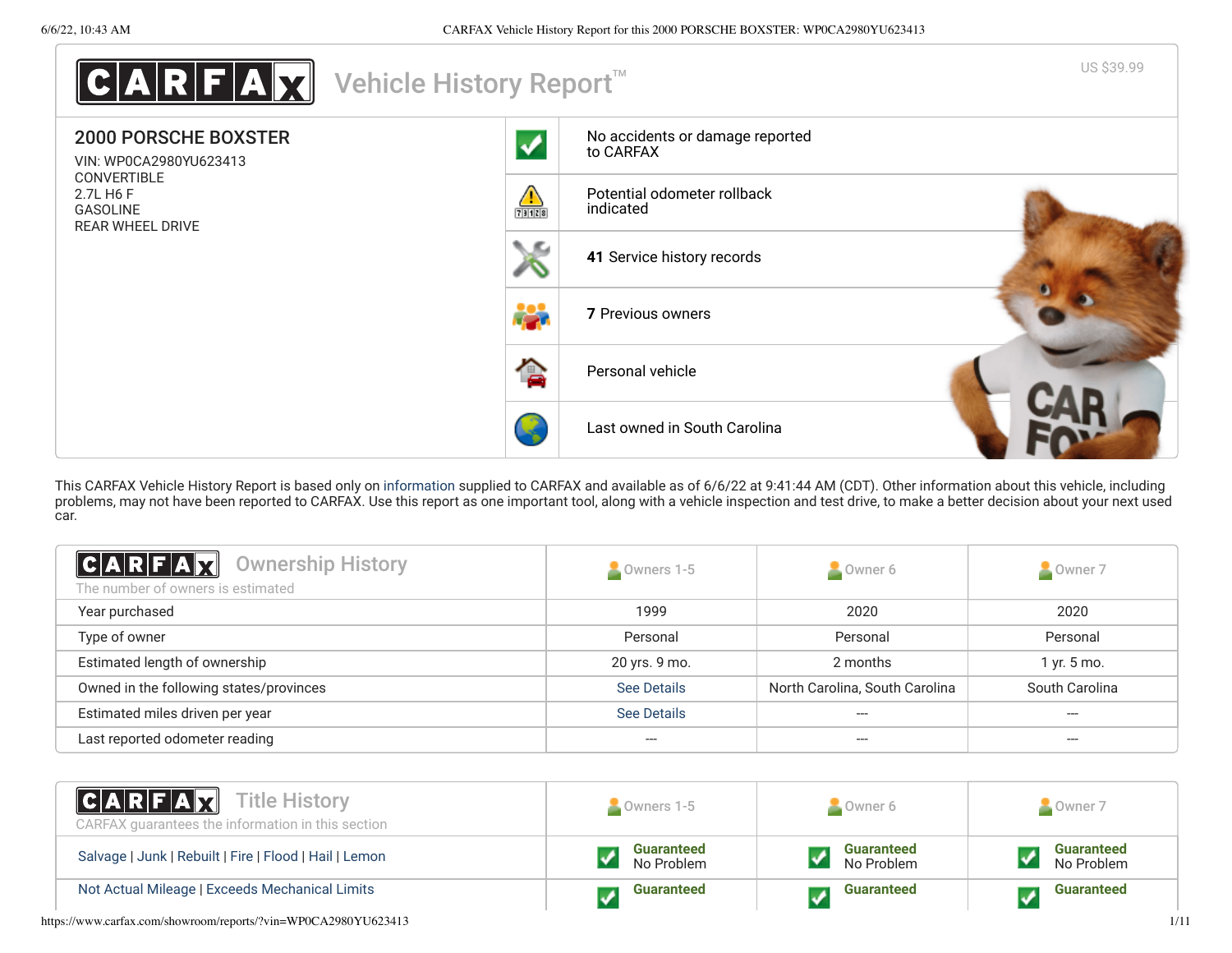# CARFAX Vehicle History Report™

US $39.99

## 2000 PORSCHE BOXSTER

VIN: WP0CA2980YU623413
CONVERTIBLE
2.7L H6 F
GASOLINE
REAR WHEEL DRIVE

- No accidents or damage reported to CARFAX
- Potential odometer rollback indicated
- **41** Service history records
- **7** Previous owners
- Personal vehicle
- Last owned in South Carolina

This CARFAX Vehicle History Report is based only on information supplied to CARFAX and available as of 6/6/22 at 9:41:44 AM (CDT). Other information about this vehicle, including problems, may not have been reported to CARFAX. Use this report as one important tool, along with a vehicle inspection and test drive, to make a better decision about your next used car.

## CARFAX Ownership History

The number of owners is estimated

| | Owners 1-5 | Owner 6 | Owner 7 |
|---|---|---|---|
| Year purchased | 1999 | 2020 | 2020 |
| Type of owner | Personal | Personal | Personal |
| Estimated length of ownership | 20 yrs. 9 mo. | 2 months | 1 yr. 5 mo. |
| Owned in the following states/provinces | See Details | North Carolina, South Carolina | South Carolina |
| Estimated miles driven per year | See Details | --- | --- |
| Last reported odometer reading | --- | --- | --- |

## CARFAX Title History

CARFAX guarantees the information in this section

| | Owners 1-5 | Owner 6 | Owner 7 |
|---|---|---|---|
| Salvage \| Junk \| Rebuilt \| Fire \| Flood \| Hail \| Lemon | **Guaranteed** No Problem | **Guaranteed** No Problem | **Guaranteed** No Problem |
| Not Actual Mileage \| Exceeds Mechanical Limits | **Guaranteed** | **Guaranteed** | **Guaranteed** |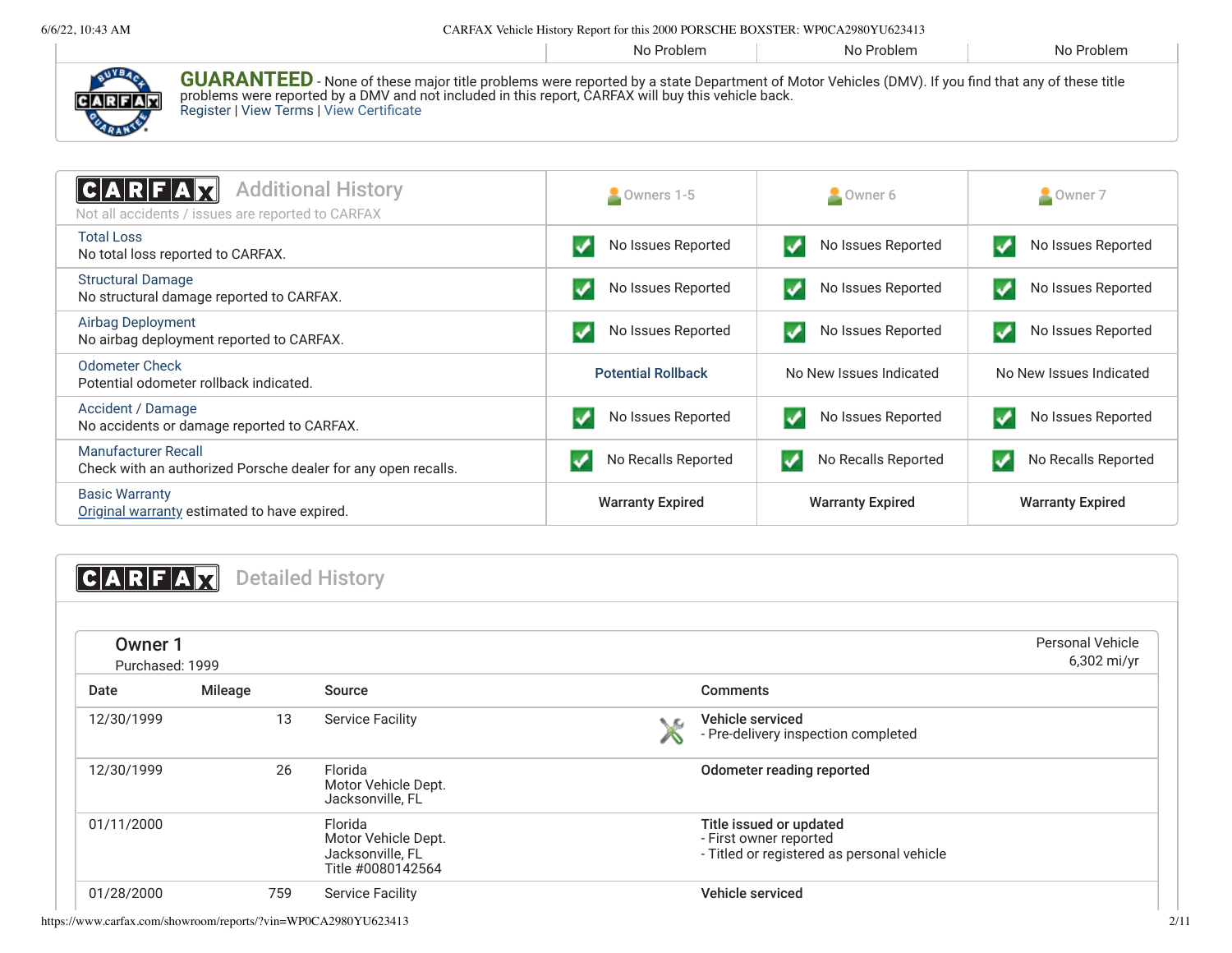| | No Problem | No Problem | No Problem |
|---|---|---|---|

**GUARANTEED** - None of these major title problems were reported by a state Department of Motor Vehicles (DMV). If you find that any of these title problems were reported by a DMV and not included in this report, CARFAX will buy this vehicle back.
Register | View Terms | View Certificate

## CARFAX Additional History

Not all accidents / issues are reported to CARFAX

| | Owners 1-5 | Owner 6 | Owner 7 |
|---|---|---|---|
| Total Loss<br>No total loss reported to CARFAX. | No Issues Reported | No Issues Reported | No Issues Reported |
| Structural Damage<br>No structural damage reported to CARFAX. | No Issues Reported | No Issues Reported | No Issues Reported |
| Airbag Deployment<br>No airbag deployment reported to CARFAX. | No Issues Reported | No Issues Reported | No Issues Reported |
| Odometer Check<br>Potential odometer rollback indicated. | Potential Rollback | No New Issues Indicated | No New Issues Indicated |
| Accident / Damage<br>No accidents or damage reported to CARFAX. | No Issues Reported | No Issues Reported | No Issues Reported |
| Manufacturer Recall<br>Check with an authorized Porsche dealer for any open recalls. | No Recalls Reported | No Recalls Reported | No Recalls Reported |
| Basic Warranty<br>Original warranty estimated to have expired. | **Warranty Expired** | **Warranty Expired** | **Warranty Expired** |

## CARFAX Detailed History

### Owner 1

Purchased: 1999

Personal Vehicle
6,302 mi/yr

| Date | Mileage | Source | Comments |
|---|---|---|---|
| 12/30/1999 | 13 | Service Facility | **Vehicle serviced**<br>- Pre-delivery inspection completed |
| 12/30/1999 | 26 | Florida<br>Motor Vehicle Dept.<br>Jacksonville, FL | **Odometer reading reported** |
| 01/11/2000 | | Florida<br>Motor Vehicle Dept.<br>Jacksonville, FL<br>Title #0080142564 | **Title issued or updated**<br>- First owner reported<br>- Titled or registered as personal vehicle |
| 01/28/2000 | 759 | Service Facility | **Vehicle serviced** |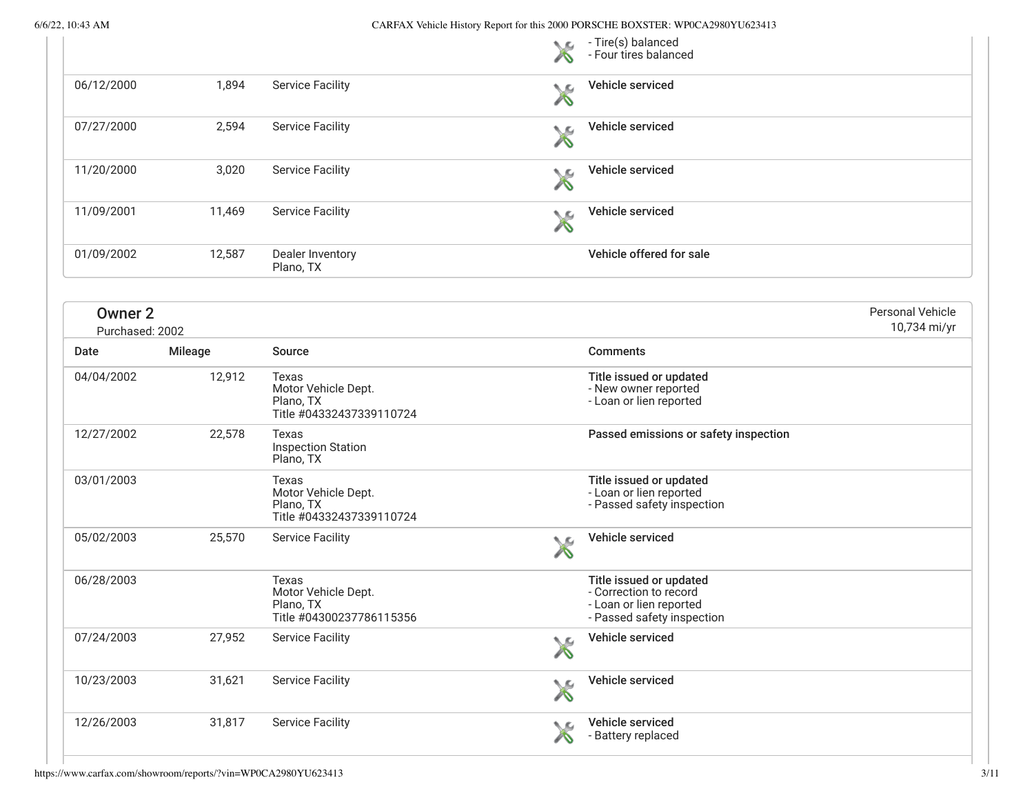| Date | Mileage | Source | Comments |
| --- | --- | --- | --- |
| | | | - Tire(s) balanced<br>- Four tires balanced |
| 06/12/2000 | 1,894 | Service Facility | **Vehicle serviced** |
| 07/27/2000 | 2,594 | Service Facility | **Vehicle serviced** |
| 11/20/2000 | 3,020 | Service Facility | **Vehicle serviced** |
| 11/09/2001 | 11,469 | Service Facility | **Vehicle serviced** |
| 01/09/2002 | 12,587 | Dealer Inventory<br>Plano, TX | **Vehicle offered for sale** |

## Owner 2

Purchased: 2002

Personal Vehicle
10,734 mi/yr

| Date | Mileage | Source | Comments |
| --- | --- | --- | --- |
| 04/04/2002 | 12,912 | Texas<br>Motor Vehicle Dept.<br>Plano, TX<br>Title #04332437339110724 | **Title issued or updated**<br>- New owner reported<br>- Loan or lien reported |
| 12/27/2002 | 22,578 | Texas<br>Inspection Station<br>Plano, TX | **Passed emissions or safety inspection** |
| 03/01/2003 | | Texas<br>Motor Vehicle Dept.<br>Plano, TX<br>Title #04332437339110724 | **Title issued or updated**<br>- Loan or lien reported<br>- Passed safety inspection |
| 05/02/2003 | 25,570 | Service Facility | **Vehicle serviced** |
| 06/28/2003 | | Texas<br>Motor Vehicle Dept.<br>Plano, TX<br>Title #04300237786115356 | **Title issued or updated**<br>- Correction to record<br>- Loan or lien reported<br>- Passed safety inspection |
| 07/24/2003 | 27,952 | Service Facility | **Vehicle serviced** |
| 10/23/2003 | 31,621 | Service Facility | **Vehicle serviced** |
| 12/26/2003 | 31,817 | Service Facility | **Vehicle serviced**<br>- Battery replaced |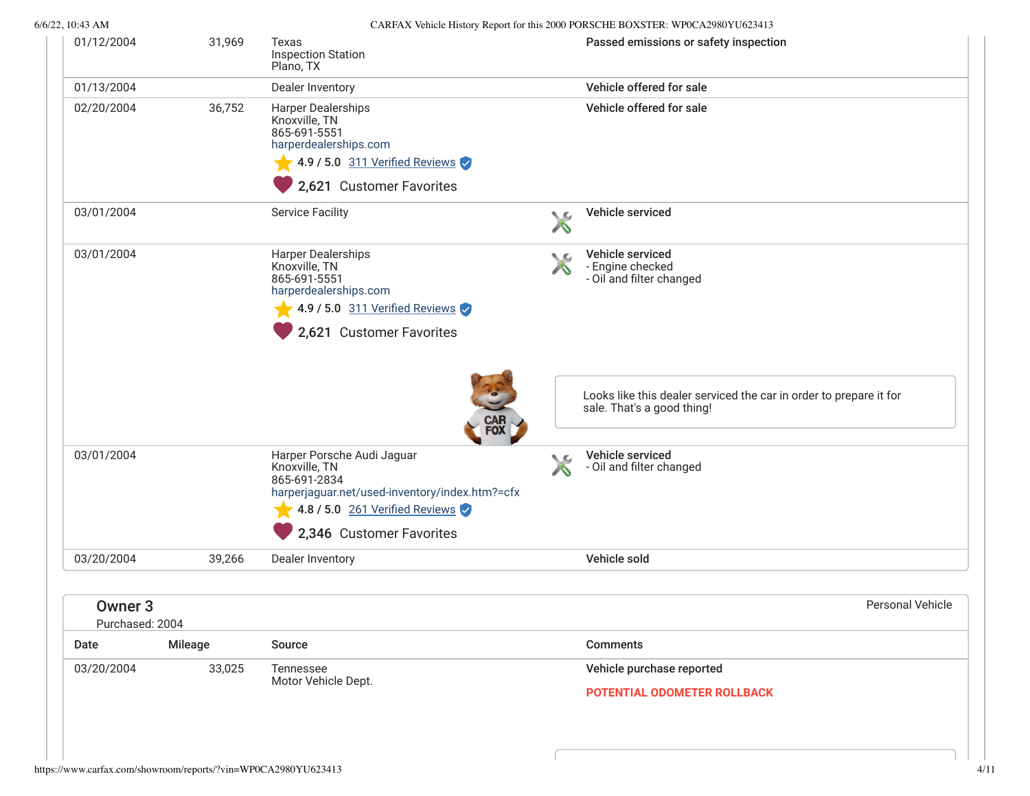| Date | Mileage | Source | Comments |
|---|---|---|---|
| 01/12/2004 | 31,969 | Texas<br>Inspection Station<br>Plano, TX | **Passed emissions or safety inspection** |
| 01/13/2004 | | Dealer Inventory | **Vehicle offered for sale** |
| 02/20/2004 | 36,752 | Harper Dealerships<br>Knoxville, TN<br>865-691-5551<br>harperdealerships.com<br>4.9 / 5.0 311 Verified Reviews<br>2,621 Customer Favorites | **Vehicle offered for sale** |
| 03/01/2004 | | Service Facility | **Vehicle serviced** |
| 03/01/2004 | | Harper Dealerships<br>Knoxville, TN<br>865-691-5551<br>harperdealerships.com<br>4.9 / 5.0 311 Verified Reviews<br>2,621 Customer Favorites | **Vehicle serviced**<br>- Engine checked<br>- Oil and filter changed<br><br>Looks like this dealer serviced the car in order to prepare it for sale. That's a good thing! |
| 03/01/2004 | | Harper Porsche Audi Jaguar<br>Knoxville, TN<br>865-691-2834<br>harperjaguar.net/used-inventory/index.htm?=cfx<br>4.8 / 5.0 261 Verified Reviews<br>2,346 Customer Favorites | **Vehicle serviced**<br>- Oil and filter changed |
| 03/20/2004 | 39,266 | Dealer Inventory | **Vehicle sold** |

## Owner 3

Purchased: 2004

Personal Vehicle

| Date | Mileage | Source | Comments |
|---|---|---|---|
| 03/20/2004 | 33,025 | Tennessee<br>Motor Vehicle Dept. | **Vehicle purchase reported**<br><br>**POTENTIAL ODOMETER ROLLBACK** |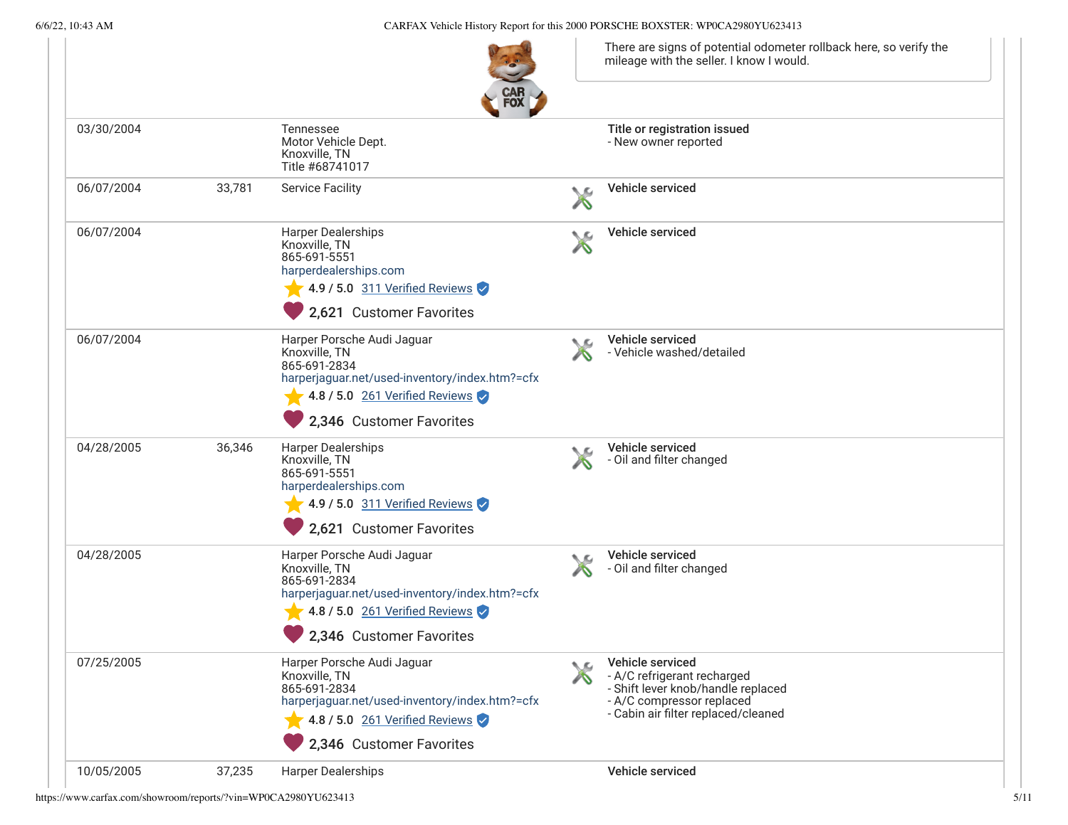There are signs of potential odometer rollback here, so verify the mileage with the seller. I know I would.

| Date | Mileage | Source | Comments |
|---|---|---|---|
| 03/30/2004 | | Tennessee<br>Motor Vehicle Dept.<br>Knoxville, TN<br>Title #68741017 | **Title or registration issued**<br>- New owner reported |
| 06/07/2004 | 33,781 | Service Facility | **Vehicle serviced** |
| 06/07/2004 | | Harper Dealerships<br>Knoxville, TN<br>865-691-5551<br>harperdealerships.com<br>4.9 / 5.0 311 Verified Reviews<br>2,621 Customer Favorites | **Vehicle serviced** |
| 06/07/2004 | | Harper Porsche Audi Jaguar<br>Knoxville, TN<br>865-691-2834<br>harperjaguar.net/used-inventory/index.htm?=cfx<br>4.8 / 5.0 261 Verified Reviews<br>2,346 Customer Favorites | **Vehicle serviced**<br>- Vehicle washed/detailed |
| 04/28/2005 | 36,346 | Harper Dealerships<br>Knoxville, TN<br>865-691-5551<br>harperdealerships.com<br>4.9 / 5.0 311 Verified Reviews<br>2,621 Customer Favorites | **Vehicle serviced**<br>- Oil and filter changed |
| 04/28/2005 | | Harper Porsche Audi Jaguar<br>Knoxville, TN<br>865-691-2834<br>harperjaguar.net/used-inventory/index.htm?=cfx<br>4.8 / 5.0 261 Verified Reviews<br>2,346 Customer Favorites | **Vehicle serviced**<br>- Oil and filter changed |
| 07/25/2005 | | Harper Porsche Audi Jaguar<br>Knoxville, TN<br>865-691-2834<br>harperjaguar.net/used-inventory/index.htm?=cfx<br>4.8 / 5.0 261 Verified Reviews<br>2,346 Customer Favorites | **Vehicle serviced**<br>- A/C refrigerant recharged<br>- Shift lever knob/handle replaced<br>- A/C compressor replaced<br>- Cabin air filter replaced/cleaned |
| 10/05/2005 | 37,235 | Harper Dealerships | **Vehicle serviced** |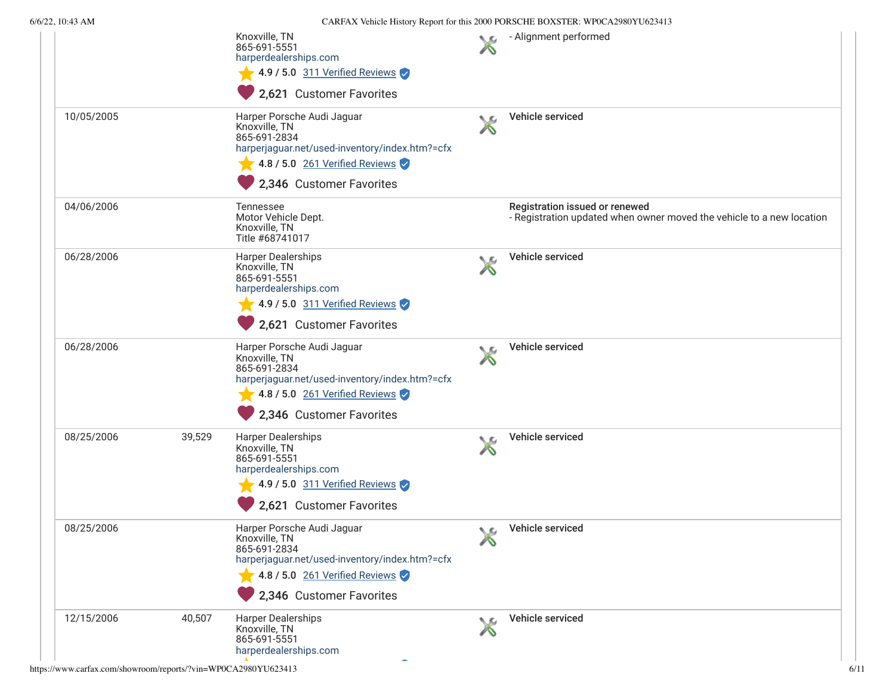| Date | Mileage | Source | Comments |
|---|---|---|---|
| | | Knoxville, TN<br>865-691-5551<br>harperdealerships.com<br>4.9 / 5.0 311 Verified Reviews<br>2,621 Customer Favorites | - Alignment performed |
| 10/05/2005 | | Harper Porsche Audi Jaguar<br>Knoxville, TN<br>865-691-2834<br>harperjaguar.net/used-inventory/index.htm?=cfx<br>4.8 / 5.0 261 Verified Reviews<br>2,346 Customer Favorites | **Vehicle serviced** |
| 04/06/2006 | | Tennessee<br>Motor Vehicle Dept.<br>Knoxville, TN<br>Title #68741017 | **Registration issued or renewed**<br>- Registration updated when owner moved the vehicle to a new location |
| 06/28/2006 | | Harper Dealerships<br>Knoxville, TN<br>865-691-5551<br>harperdealerships.com<br>4.9 / 5.0 311 Verified Reviews<br>2,621 Customer Favorites | **Vehicle serviced** |
| 06/28/2006 | | Harper Porsche Audi Jaguar<br>Knoxville, TN<br>865-691-2834<br>harperjaguar.net/used-inventory/index.htm?=cfx<br>4.8 / 5.0 261 Verified Reviews<br>2,346 Customer Favorites | **Vehicle serviced** |
| 08/25/2006 | 39,529 | Harper Dealerships<br>Knoxville, TN<br>865-691-5551<br>harperdealerships.com<br>4.9 / 5.0 311 Verified Reviews<br>2,621 Customer Favorites | **Vehicle serviced** |
| 08/25/2006 | | Harper Porsche Audi Jaguar<br>Knoxville, TN<br>865-691-2834<br>harperjaguar.net/used-inventory/index.htm?=cfx<br>4.8 / 5.0 261 Verified Reviews<br>2,346 Customer Favorites | **Vehicle serviced** |
| 12/15/2006 | 40,507 | Harper Dealerships<br>Knoxville, TN<br>865-691-5551<br>harperdealerships.com | **Vehicle serviced** |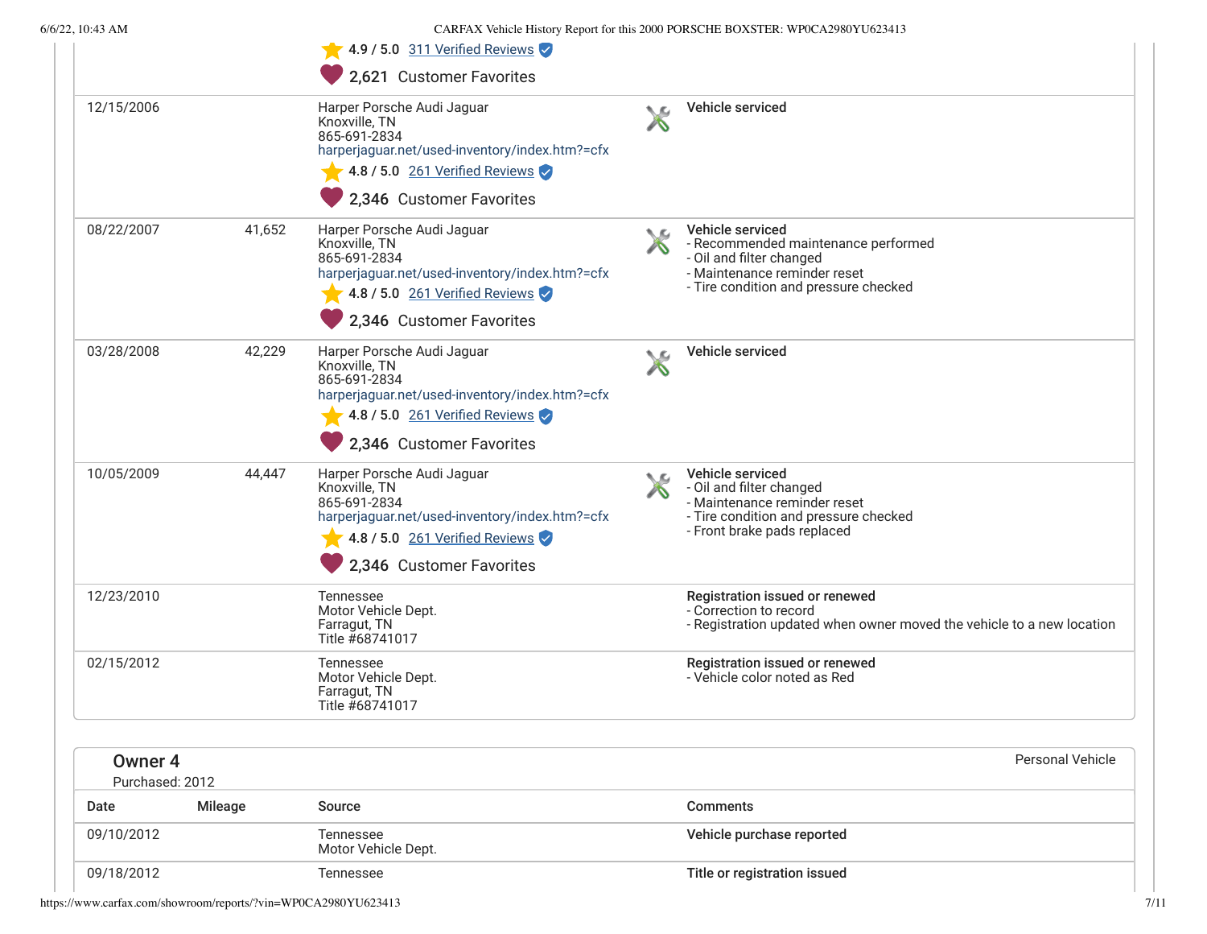| Date | Mileage | Source | Comments |
| --- | --- | --- | --- |
| | | 4.9 / 5.0 311 Verified Reviews<br>2,621 Customer Favorites | |
| 12/15/2006 | | Harper Porsche Audi Jaguar<br>Knoxville, TN<br>865-691-2834<br>harperjaguar.net/used-inventory/index.htm?=cfx<br>4.8 / 5.0 261 Verified Reviews<br>2,346 Customer Favorites | **Vehicle serviced** |
| 08/22/2007 | 41,652 | Harper Porsche Audi Jaguar<br>Knoxville, TN<br>865-691-2834<br>harperjaguar.net/used-inventory/index.htm?=cfx<br>4.8 / 5.0 261 Verified Reviews<br>2,346 Customer Favorites | **Vehicle serviced**<br>- Recommended maintenance performed<br>- Oil and filter changed<br>- Maintenance reminder reset<br>- Tire condition and pressure checked |
| 03/28/2008 | 42,229 | Harper Porsche Audi Jaguar<br>Knoxville, TN<br>865-691-2834<br>harperjaguar.net/used-inventory/index.htm?=cfx<br>4.8 / 5.0 261 Verified Reviews<br>2,346 Customer Favorites | **Vehicle serviced** |
| 10/05/2009 | 44,447 | Harper Porsche Audi Jaguar<br>Knoxville, TN<br>865-691-2834<br>harperjaguar.net/used-inventory/index.htm?=cfx<br>4.8 / 5.0 261 Verified Reviews<br>2,346 Customer Favorites | **Vehicle serviced**<br>- Oil and filter changed<br>- Maintenance reminder reset<br>- Tire condition and pressure checked<br>- Front brake pads replaced |
| 12/23/2010 | | Tennessee<br>Motor Vehicle Dept.<br>Farragut, TN<br>Title #68741017 | **Registration issued or renewed**<br>- Correction to record<br>- Registration updated when owner moved the vehicle to a new location |
| 02/15/2012 | | Tennessee<br>Motor Vehicle Dept.<br>Farragut, TN<br>Title #68741017 | **Registration issued or renewed**<br>- Vehicle color noted as Red |

## Owner 4

Purchased: 2012

Personal Vehicle

| Date | Mileage | Source | Comments |
| --- | --- | --- | --- |
| 09/10/2012 | | Tennessee<br>Motor Vehicle Dept. | **Vehicle purchase reported** |
| 09/18/2012 | | Tennessee | **Title or registration issued** |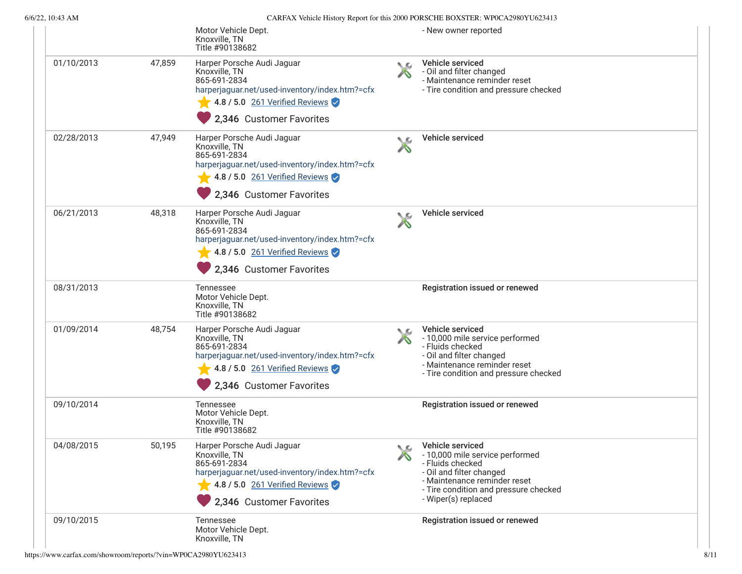| Date | Mileage | Source | Comments |
|---|---|---|---|
| | | Motor Vehicle Dept.<br>Knoxville, TN<br>Title #90138682 | - New owner reported |
| 01/10/2013 | 47,859 | Harper Porsche Audi Jaguar<br>Knoxville, TN<br>865-691-2834<br>harperjaguar.net/used-inventory/index.htm?=cfx<br>4.8 / 5.0 261 Verified Reviews<br>2,346 Customer Favorites | **Vehicle serviced**<br>- Oil and filter changed<br>- Maintenance reminder reset<br>- Tire condition and pressure checked |
| 02/28/2013 | 47,949 | Harper Porsche Audi Jaguar<br>Knoxville, TN<br>865-691-2834<br>harperjaguar.net/used-inventory/index.htm?=cfx<br>4.8 / 5.0 261 Verified Reviews<br>2,346 Customer Favorites | **Vehicle serviced** |
| 06/21/2013 | 48,318 | Harper Porsche Audi Jaguar<br>Knoxville, TN<br>865-691-2834<br>harperjaguar.net/used-inventory/index.htm?=cfx<br>4.8 / 5.0 261 Verified Reviews<br>2,346 Customer Favorites | **Vehicle serviced** |
| 08/31/2013 | | Tennessee<br>Motor Vehicle Dept.<br>Knoxville, TN<br>Title #90138682 | **Registration issued or renewed** |
| 01/09/2014 | 48,754 | Harper Porsche Audi Jaguar<br>Knoxville, TN<br>865-691-2834<br>harperjaguar.net/used-inventory/index.htm?=cfx<br>4.8 / 5.0 261 Verified Reviews<br>2,346 Customer Favorites | **Vehicle serviced**<br>- 10,000 mile service performed<br>- Fluids checked<br>- Oil and filter changed<br>- Maintenance reminder reset<br>- Tire condition and pressure checked |
| 09/10/2014 | | Tennessee<br>Motor Vehicle Dept.<br>Knoxville, TN<br>Title #90138682 | **Registration issued or renewed** |
| 04/08/2015 | 50,195 | Harper Porsche Audi Jaguar<br>Knoxville, TN<br>865-691-2834<br>harperjaguar.net/used-inventory/index.htm?=cfx<br>4.8 / 5.0 261 Verified Reviews<br>2,346 Customer Favorites | **Vehicle serviced**<br>- 10,000 mile service performed<br>- Fluids checked<br>- Oil and filter changed<br>- Maintenance reminder reset<br>- Tire condition and pressure checked<br>- Wiper(s) replaced |
| 09/10/2015 | | Tennessee<br>Motor Vehicle Dept.<br>Knoxville, TN | **Registration issued or renewed** |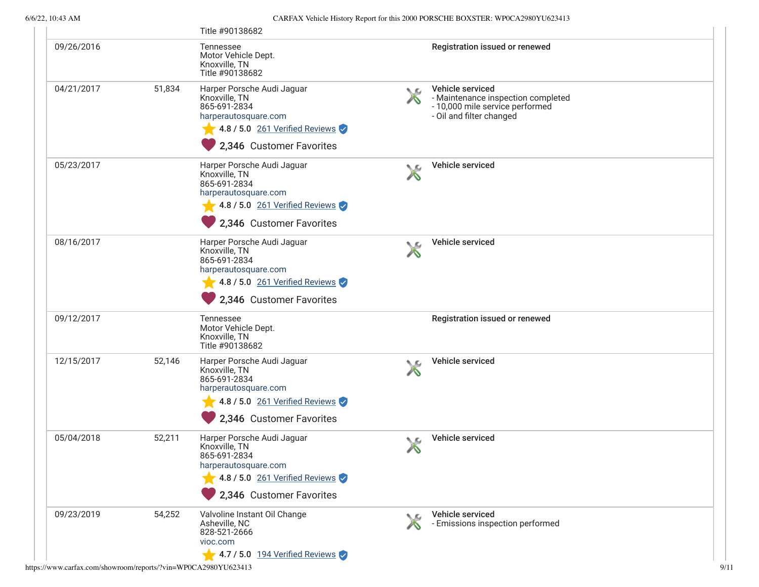| Date | Mileage | Source | Comments |
|---|---|---|---|
| | | Title #90138682 | |
| 09/26/2016 | | Tennessee<br>Motor Vehicle Dept.<br>Knoxville, TN<br>Title #90138682 | **Registration issued or renewed** |
| 04/21/2017 | 51,834 | Harper Porsche Audi Jaguar<br>Knoxville, TN<br>865-691-2834<br>harperautosquare.com<br>4.8 / 5.0 261 Verified Reviews<br>2,346 Customer Favorites | **Vehicle serviced**<br>- Maintenance inspection completed<br>- 10,000 mile service performed<br>- Oil and filter changed |
| 05/23/2017 | | Harper Porsche Audi Jaguar<br>Knoxville, TN<br>865-691-2834<br>harperautosquare.com<br>4.8 / 5.0 261 Verified Reviews<br>2,346 Customer Favorites | **Vehicle serviced** |
| 08/16/2017 | | Harper Porsche Audi Jaguar<br>Knoxville, TN<br>865-691-2834<br>harperautosquare.com<br>4.8 / 5.0 261 Verified Reviews<br>2,346 Customer Favorites | **Vehicle serviced** |
| 09/12/2017 | | Tennessee<br>Motor Vehicle Dept.<br>Knoxville, TN<br>Title #90138682 | **Registration issued or renewed** |
| 12/15/2017 | 52,146 | Harper Porsche Audi Jaguar<br>Knoxville, TN<br>865-691-2834<br>harperautosquare.com<br>4.8 / 5.0 261 Verified Reviews<br>2,346 Customer Favorites | **Vehicle serviced** |
| 05/04/2018 | 52,211 | Harper Porsche Audi Jaguar<br>Knoxville, TN<br>865-691-2834<br>harperautosquare.com<br>4.8 / 5.0 261 Verified Reviews<br>2,346 Customer Favorites | **Vehicle serviced** |
| 09/23/2019 | 54,252 | Valvoline Instant Oil Change<br>Asheville, NC<br>828-521-2666<br>vioc.com<br>4.7 / 5.0 194 Verified Reviews | **Vehicle serviced**<br>- Emissions inspection performed |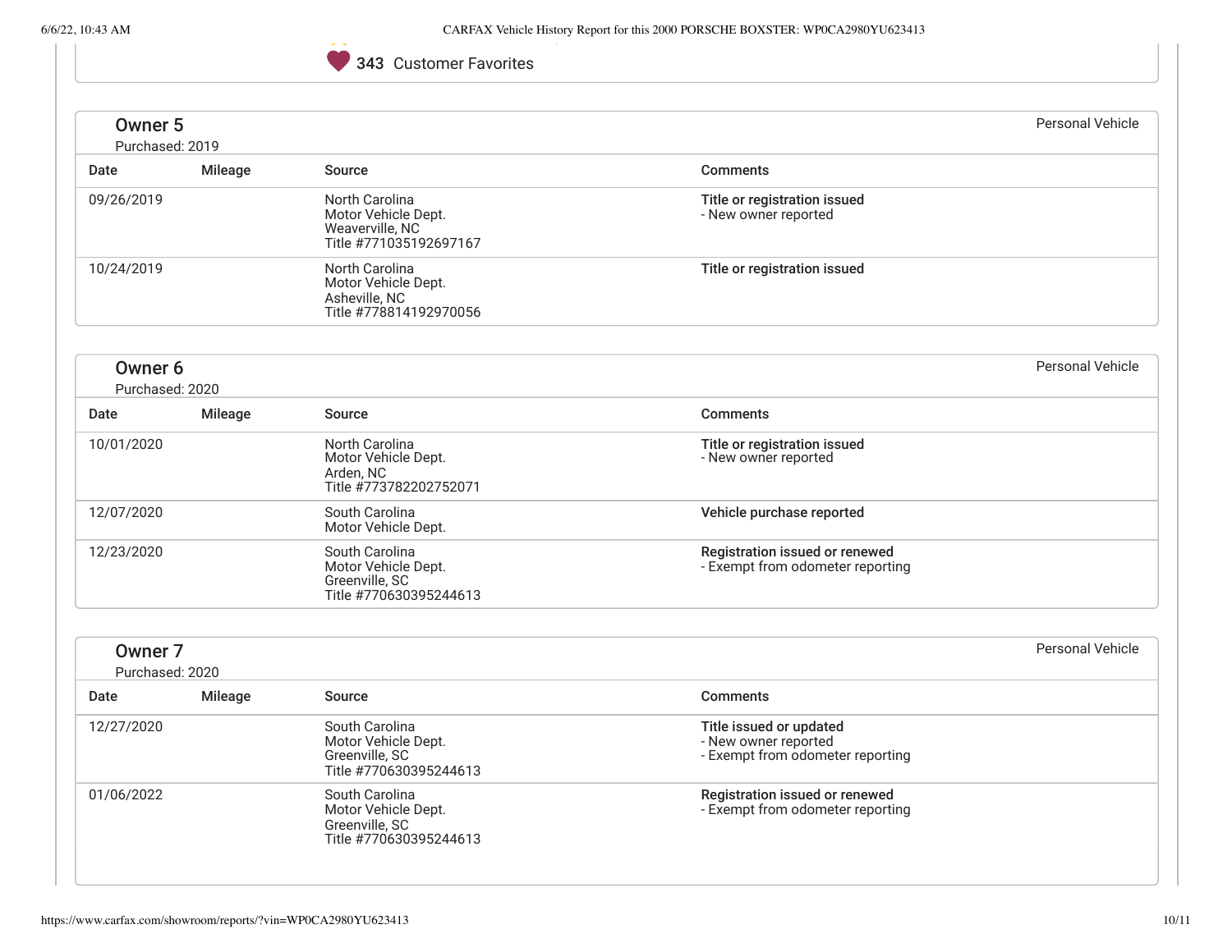343 Customer Favorites

## Owner 5

Purchased: 2019

Personal Vehicle

| Date | Mileage | Source | Comments |
|---|---|---|---|
| 09/26/2019 | | North Carolina Motor Vehicle Dept. Weaverville, NC Title #771035192697167 | **Title or registration issued** - New owner reported |
| 10/24/2019 | | North Carolina Motor Vehicle Dept. Asheville, NC Title #778814192970056 | **Title or registration issued** |

## Owner 6

Purchased: 2020

Personal Vehicle

| Date | Mileage | Source | Comments |
|---|---|---|---|
| 10/01/2020 | | North Carolina Motor Vehicle Dept. Arden, NC Title #773782202752071 | **Title or registration issued** - New owner reported |
| 12/07/2020 | | South Carolina Motor Vehicle Dept. | **Vehicle purchase reported** |
| 12/23/2020 | | South Carolina Motor Vehicle Dept. Greenville, SC Title #770630395244613 | **Registration issued or renewed** - Exempt from odometer reporting |

## Owner 7

Purchased: 2020

Personal Vehicle

| Date | Mileage | Source | Comments |
|---|---|---|---|
| 12/27/2020 | | South Carolina Motor Vehicle Dept. Greenville, SC Title #770630395244613 | **Title issued or updated** - New owner reported - Exempt from odometer reporting |
| 01/06/2022 | | South Carolina Motor Vehicle Dept. Greenville, SC Title #770630395244613 | **Registration issued or renewed** - Exempt from odometer reporting |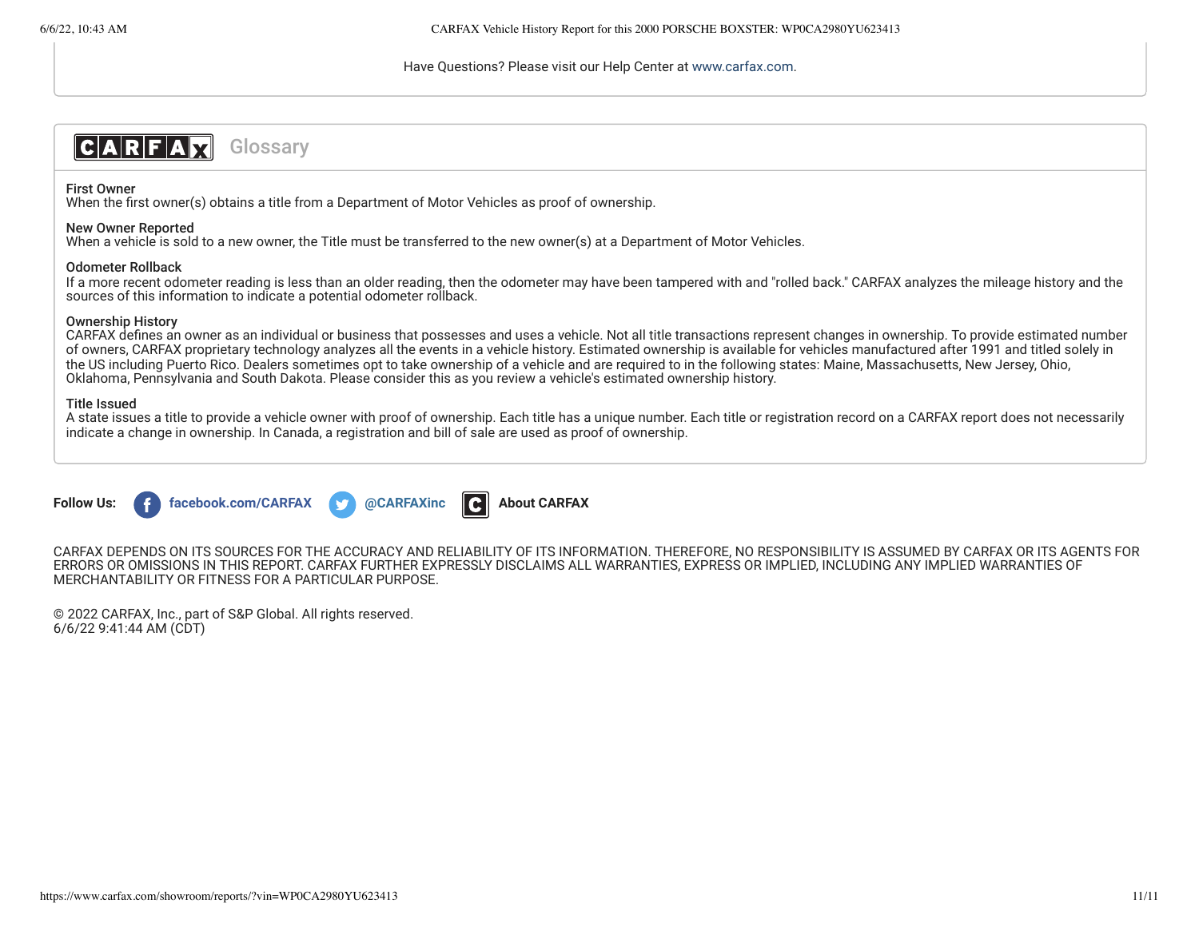Have Questions? Please visit our Help Center at www.carfax.com.

## CARFAX Glossary

**First Owner**
When the first owner(s) obtains a title from a Department of Motor Vehicles as proof of ownership.

**New Owner Reported**
When a vehicle is sold to a new owner, the Title must be transferred to the new owner(s) at a Department of Motor Vehicles.

**Odometer Rollback**
If a more recent odometer reading is less than an older reading, then the odometer may have been tampered with and "rolled back." CARFAX analyzes the mileage history and the sources of this information to indicate a potential odometer rollback.

**Ownership History**
CARFAX defines an owner as an individual or business that possesses and uses a vehicle. Not all title transactions represent changes in ownership. To provide estimated number of owners, CARFAX proprietary technology analyzes all the events in a vehicle history. Estimated ownership is available for vehicles manufactured after 1991 and titled solely in the US including Puerto Rico. Dealers sometimes opt to take ownership of a vehicle and are required to in the following states: Maine, Massachusetts, New Jersey, Ohio, Oklahoma, Pennsylvania and South Dakota. Please consider this as you review a vehicle's estimated ownership history.

**Title Issued**
A state issues a title to provide a vehicle owner with proof of ownership. Each title has a unique number. Each title or registration record on a CARFAX report does not necessarily indicate a change in ownership. In Canada, a registration and bill of sale are used as proof of ownership.

**Follow Us:** facebook.com/CARFAX @CARFAXinc **About CARFAX**

CARFAX DEPENDS ON ITS SOURCES FOR THE ACCURACY AND RELIABILITY OF ITS INFORMATION. THEREFORE, NO RESPONSIBILITY IS ASSUMED BY CARFAX OR ITS AGENTS FOR ERRORS OR OMISSIONS IN THIS REPORT. CARFAX FURTHER EXPRESSLY DISCLAIMS ALL WARRANTIES, EXPRESS OR IMPLIED, INCLUDING ANY IMPLIED WARRANTIES OF MERCHANTABILITY OR FITNESS FOR A PARTICULAR PURPOSE.

© 2022 CARFAX, Inc., part of S&P Global. All rights reserved.
6/6/22 9:41:44 AM (CDT)